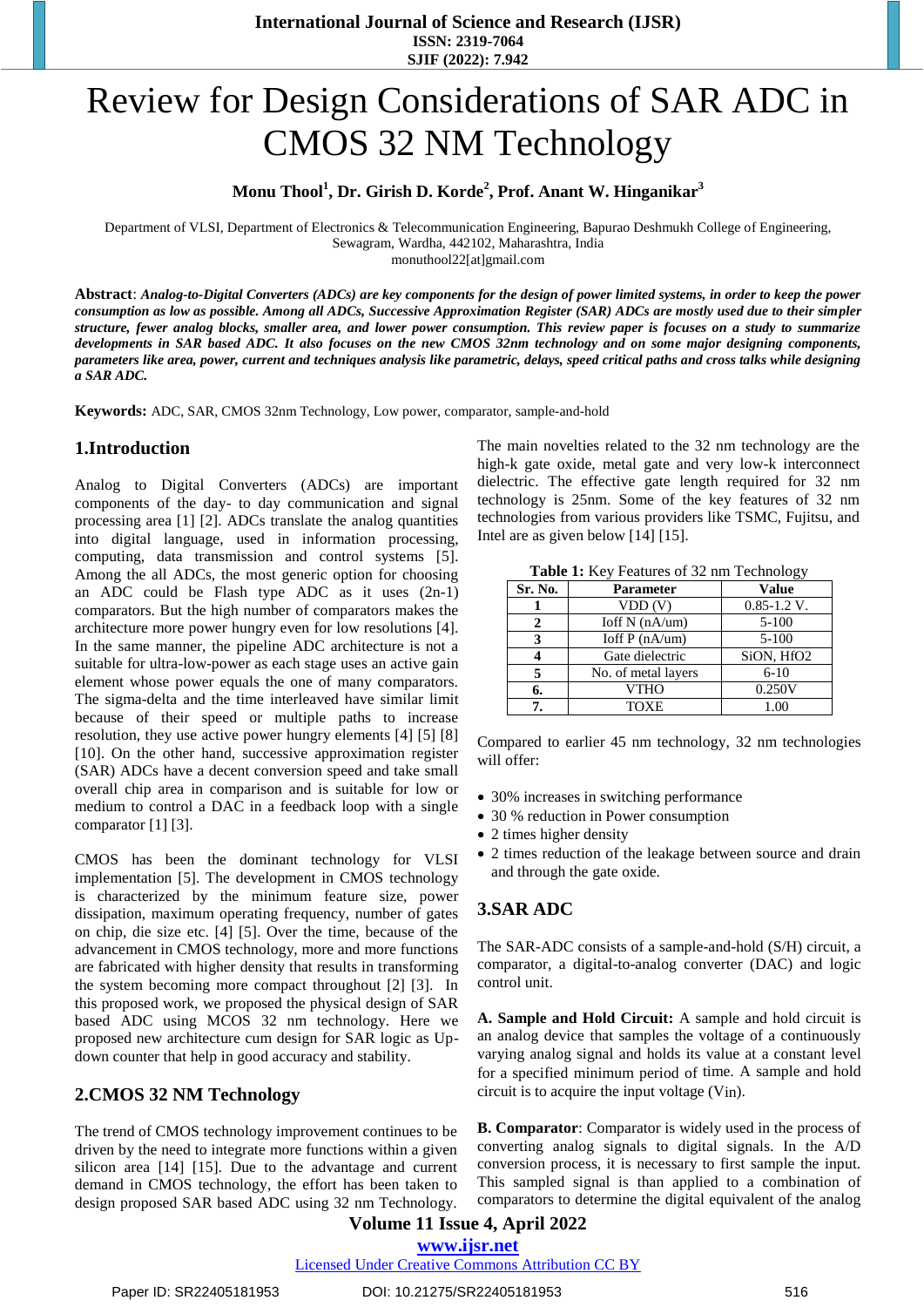# Review for Design Considerations of SAR ADC in CMOS 32 NM Technology

**Monu Thool[1], Dr. Girish D. Korde[2], Prof. Anant W. Hinganikar[3]**

Department of VLSI, Department of Electronics & Telecommunication Engineering, Bapurao Deshmukh College of Engineering, Sewagram, Wardha, 442102, Maharashtra, India
monuthool22[at]gmail.com

**Abstract**: ***Analog-to-Digital Converters (ADCs) are key components for the design of power limited systems, in order to keep the power consumption as low as possible. Among all ADCs, Successive Approximation Register (SAR) ADCs are mostly used due to their simpler structure, fewer analog blocks, smaller area, and lower power consumption. This review paper is focuses on a study to summarize developments in SAR based ADC. It also focuses on the new CMOS 32nm technology and on some major designing components, parameters like area, power, current and techniques analysis like parametric, delays, speed critical paths and cross talks while designing a SAR ADC.***

**Keywords:** ADC, SAR, CMOS 32nm Technology, Low power, comparator, sample-and-hold

## 1.Introduction

Analog to Digital Converters (ADCs) are important components of the day- to day communication and signal processing area [1] [2]. ADCs translate the analog quantities into digital language, used in information processing, computing, data transmission and control systems [5]. Among the all ADCs, the most generic option for choosing an ADC could be Flash type ADC as it uses (2n-1) comparators. But the high number of comparators makes the architecture more power hungry even for low resolutions [4]. In the same manner, the pipeline ADC architecture is not a suitable for ultra-low-power as each stage uses an active gain element whose power equals the one of many comparators. The sigma-delta and the time interleaved have similar limit because of their speed or multiple paths to increase resolution, they use active power hungry elements [4] [5] [8] [10]. On the other hand, successive approximation register (SAR) ADCs have a decent conversion speed and take small overall chip area in comparison and is suitable for low or medium to control a DAC in a feedback loop with a single comparator [1] [3].

CMOS has been the dominant technology for VLSI implementation [5]. The development in CMOS technology is characterized by the minimum feature size, power dissipation, maximum operating frequency, number of gates on chip, die size etc. [4] [5]. Over the time, because of the advancement in CMOS technology, more and more functions are fabricated with higher density that results in transforming the system becoming more compact throughout [2] [3]. In this proposed work, we proposed the physical design of SAR based ADC using MCOS 32 nm technology. Here we proposed new architecture cum design for SAR logic as Up-down counter that help in good accuracy and stability.

## 2.CMOS 32 NM Technology

The trend of CMOS technology improvement continues to be driven by the need to integrate more functions within a given silicon area [14] [15]. Due to the advantage and current demand in CMOS technology, the effort has been taken to design proposed SAR based ADC using 32 nm Technology. The main novelties related to the 32 nm technology are the high-k gate oxide, metal gate and very low-k interconnect dielectric. The effective gate length required for 32 nm technology is 25nm. Some of the key features of 32 nm technologies from various providers like TSMC, Fujitsu, and Intel are as given below [14] [15].

**Table 1:** Key Features of 32 nm Technology

| Sr. No. | Parameter | Value |
|---|---|---|
| 1 | VDD (V) | 0.85-1.2 V. |
| 2 | Ioff N (nA/um) | 5-100 |
| 3 | Ioff P (nA/um) | 5-100 |
| 4 | Gate dielectric | SiON, HfO2 |
| 5 | No. of metal layers | 6-10 |
| 6. | VTHO | 0.250V |
| 7. | TOXE | 1.00 |

Compared to earlier 45 nm technology, 32 nm technologies will offer:

- 30% increases in switching performance
- 30 % reduction in Power consumption
- 2 times higher density
- 2 times reduction of the leakage between source and drain and through the gate oxide.

## 3.SAR ADC

The SAR-ADC consists of a sample-and-hold (S/H) circuit, a comparator, a digital-to-analog converter (DAC) and logic control unit.

**A. Sample and Hold Circuit:** A sample and hold circuit is an analog device that samples the voltage of a continuously varying analog signal and holds its value at a constant level for a specified minimum period of time. A sample and hold circuit is to acquire the input voltage ($V_{in}$).

**B. Comparator**: Comparator is widely used in the process of converting analog signals to digital signals. In the A/D conversion process, it is necessary to first sample the input. This sampled signal is than applied to a combination of comparators to determine the digital equivalent of the analog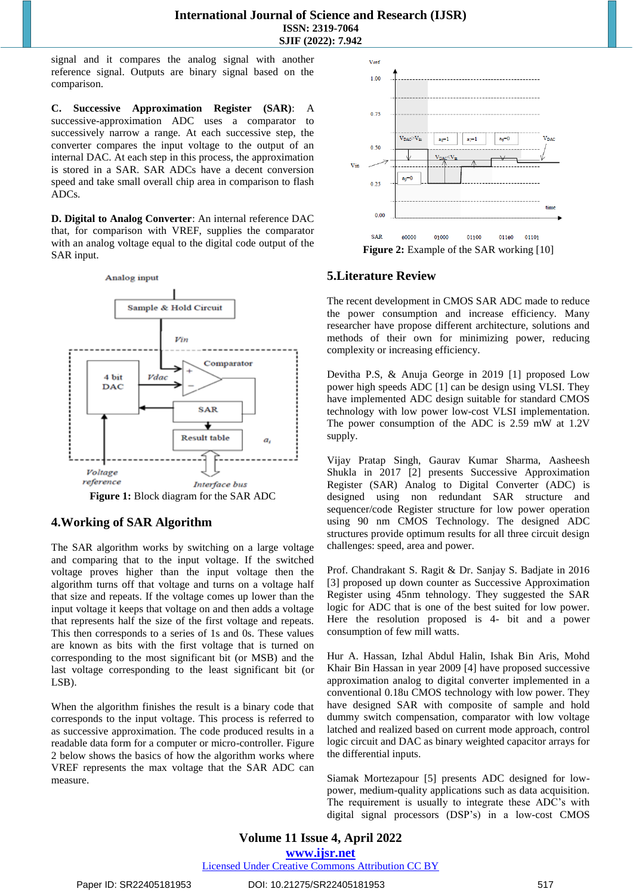signal and it compares the analog signal with another reference signal. Outputs are binary signal based on the comparison.

**C. Successive Approximation Register (SAR)**: A successive-approximation ADC uses a comparator to successively narrow a range. At each successive step, the converter compares the input voltage to the output of an internal DAC. At each step in this process, the approximation is stored in a SAR. SAR ADCs have a decent conversion speed and take small overall chip area in comparison to flash ADCs.

**D. Digital to Analog Converter**: An internal reference DAC that, for comparison with VREF, supplies the comparator with an analog voltage equal to the digital code output of the SAR input.

**Figure 1:** Block diagram for the SAR ADC

## 4.Working of SAR Algorithm

The SAR algorithm works by switching on a large voltage and comparing that to the input voltage. If the switched voltage proves higher than the input voltage then the algorithm turns off that voltage and turns on a voltage half that size and repeats. If the voltage comes up lower than the input voltage it keeps that voltage on and then adds a voltage that represents half the size of the first voltage and repeats. This then corresponds to a series of 1s and 0s. These values are known as bits with the first voltage that is turned on corresponding to the most significant bit (or MSB) and the last voltage corresponding to the least significant bit (or LSB).

When the algorithm finishes the result is a binary code that corresponds to the input voltage. This process is referred to as successive approximation. The code produced results in a readable data form for a computer or micro-controller. Figure 2 below shows the basics of how the algorithm works where VREF represents the max voltage that the SAR ADC can measure.

**Figure 2:** Example of the SAR working [10]

## 5.Literature Review

The recent development in CMOS SAR ADC made to reduce the power consumption and increase efficiency. Many researcher have propose different architecture, solutions and methods of their own for minimizing power, reducing complexity or increasing efficiency.

Devitha P.S, & Anuja George in 2019 [1] proposed Low power high speeds ADC [1] can be design using VLSI. They have implemented ADC design suitable for standard CMOS technology with low power low-cost VLSI implementation. The power consumption of the ADC is 2.59 mW at 1.2V supply.

Vijay Pratap Singh, Gaurav Kumar Sharma, Aasheesh Shukla in 2017 [2] presents Successive Approximation Register (SAR) Analog to Digital Converter (ADC) is designed using non redundant SAR structure and sequencer/code Register structure for low power operation using 90 nm CMOS Technology. The designed ADC structures provide optimum results for all three circuit design challenges: speed, area and power.

Prof. Chandrakant S. Ragit & Dr. Sanjay S. Badjate in 2016 [3] proposed up down counter as Successive Approximation Register using 45nm tehnology. They suggested the SAR logic for ADC that is one of the best suited for low power. Here the resolution proposed is 4- bit and a power consumption of few mill watts.

Hur A. Hassan, Izhal Abdul Halin, Ishak Bin Aris, Mohd Khair Bin Hassan in year 2009 [4] have proposed successive approximation analog to digital converter implemented in a conventional 0.18u CMOS technology with low power. They have designed SAR with composite of sample and hold dummy switch compensation, comparator with low voltage latched and realized based on current mode approach, control logic circuit and DAC as binary weighted capacitor arrays for the differential inputs.

Siamak Mortezapour [5] presents ADC designed for low-power, medium-quality applications such as data acquisition. The requirement is usually to integrate these ADC's with digital signal processors (DSP's) in a low-cost CMOS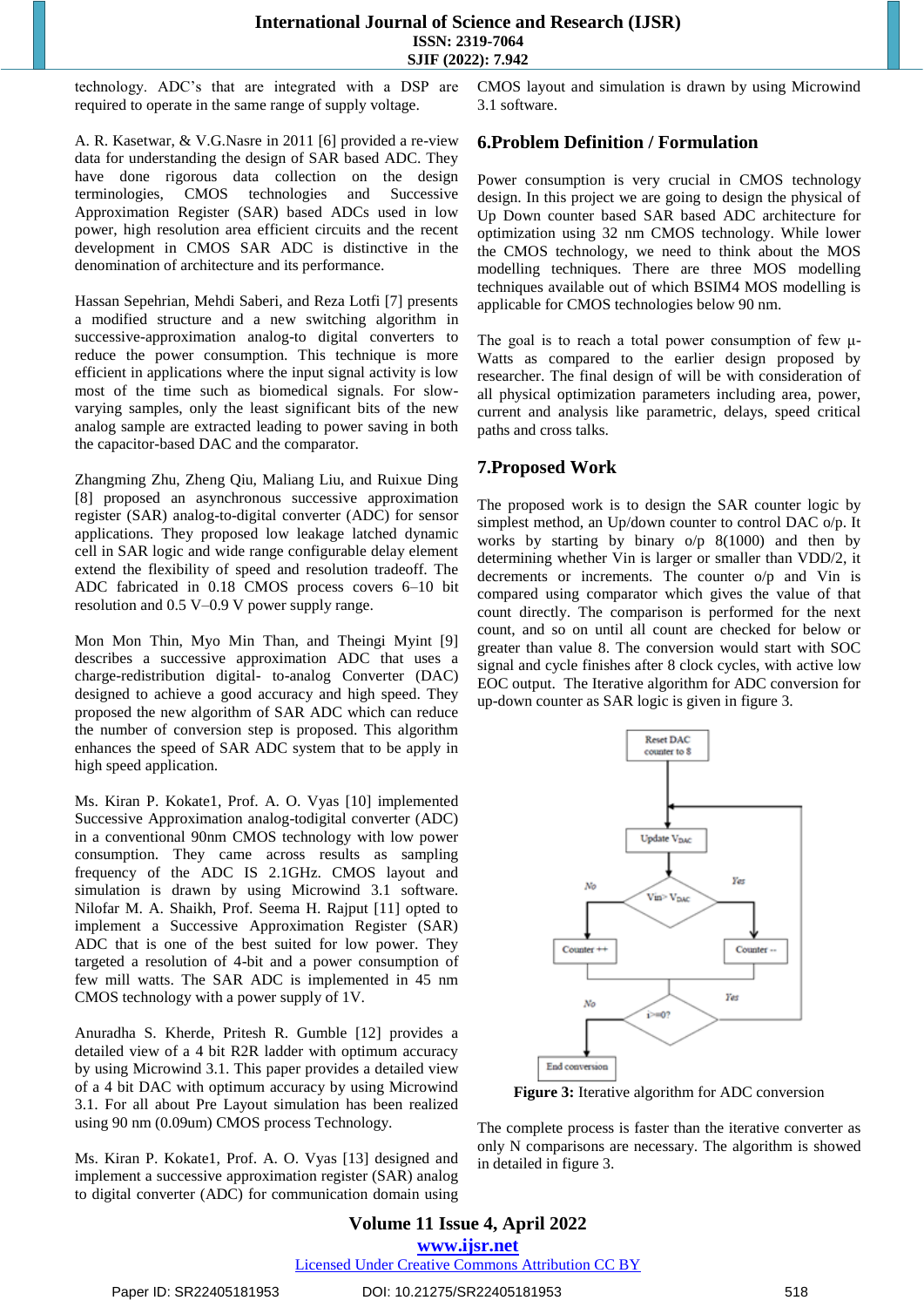technology. ADC's that are integrated with a DSP are required to operate in the same range of supply voltage.

A. R. Kasetwar, & V.G.Nasre in 2011 [6] provided a re-view data for understanding the design of SAR based ADC. They have done rigorous data collection on the design terminologies, CMOS technologies and Successive Approximation Register (SAR) based ADCs used in low power, high resolution area efficient circuits and the recent development in CMOS SAR ADC is distinctive in the denomination of architecture and its performance.

Hassan Sepehrian, Mehdi Saberi, and Reza Lotfi [7] presents a modified structure and a new switching algorithm in successive-approximation analog-to digital converters to reduce the power consumption. This technique is more efficient in applications where the input signal activity is low most of the time such as biomedical signals. For slow-varying samples, only the least significant bits of the new analog sample are extracted leading to power saving in both the capacitor-based DAC and the comparator.

Zhangming Zhu, Zheng Qiu, Maliang Liu, and Ruixue Ding [8] proposed an asynchronous successive approximation register (SAR) analog-to-digital converter (ADC) for sensor applications. They proposed low leakage latched dynamic cell in SAR logic and wide range configurable delay element extend the flexibility of speed and resolution tradeoff. The ADC fabricated in 0.18 CMOS process covers 6–10 bit resolution and 0.5 V–0.9 V power supply range.

Mon Mon Thin, Myo Min Than, and Theingi Myint [9] describes a successive approximation ADC that uses a charge-redistribution digital- to-analog Converter (DAC) designed to achieve a good accuracy and high speed. They proposed the new algorithm of SAR ADC which can reduce the number of conversion step is proposed. This algorithm enhances the speed of SAR ADC system that to be apply in high speed application.

Ms. Kiran P. Kokate1, Prof. A. O. Vyas [10] implemented Successive Approximation analog-todigital converter (ADC) in a conventional 90nm CMOS technology with low power consumption. They came across results as sampling frequency of the ADC IS 2.1GHz. CMOS layout and simulation is drawn by using Microwind 3.1 software. Nilofar M. A. Shaikh, Prof. Seema H. Rajput [11] opted to implement a Successive Approximation Register (SAR) ADC that is one of the best suited for low power. They targeted a resolution of 4-bit and a power consumption of few mill watts. The SAR ADC is implemented in 45 nm CMOS technology with a power supply of 1V.

Anuradha S. Kherde, Pritesh R. Gumble [12] provides a detailed view of a 4 bit R2R ladder with optimum accuracy by using Microwind 3.1. This paper provides a detailed view of a 4 bit DAC with optimum accuracy by using Microwind 3.1. For all about Pre Layout simulation has been realized using 90 nm (0.09um) CMOS process Technology.

Ms. Kiran P. Kokate1, Prof. A. O. Vyas [13] designed and implement a successive approximation register (SAR) analog to digital converter (ADC) for communication domain using CMOS layout and simulation is drawn by using Microwind 3.1 software.

## 6.Problem Definition / Formulation

Power consumption is very crucial in CMOS technology design. In this project we are going to design the physical of Up Down counter based SAR based ADC architecture for optimization using 32 nm CMOS technology. While lower the CMOS technology, we need to think about the MOS modelling techniques. There are three MOS modelling techniques available out of which BSIM4 MOS modelling is applicable for CMOS technologies below 90 nm.

The goal is to reach a total power consumption of few µ-Watts as compared to the earlier design proposed by researcher. The final design of will be with consideration of all physical optimization parameters including area, power, current and analysis like parametric, delays, speed critical paths and cross talks.

## 7.Proposed Work

The proposed work is to design the SAR counter logic by simplest method, an Up/down counter to control DAC o/p. It works by starting by binary o/p 8(1000) and then by determining whether Vin is larger or smaller than VDD/2, it decrements or increments. The counter o/p and Vin is compared using comparator which gives the value of that count directly. The comparison is performed for the next count, and so on until all count are checked for below or greater than value 8. The conversion would start with SOC signal and cycle finishes after 8 clock cycles, with active low EOC output. The Iterative algorithm for ADC conversion for up-down counter as SAR logic is given in figure 3.

**Figure 3:** Iterative algorithm for ADC conversion

The complete process is faster than the iterative converter as only N comparisons are necessary. The algorithm is showed in detailed in figure 3.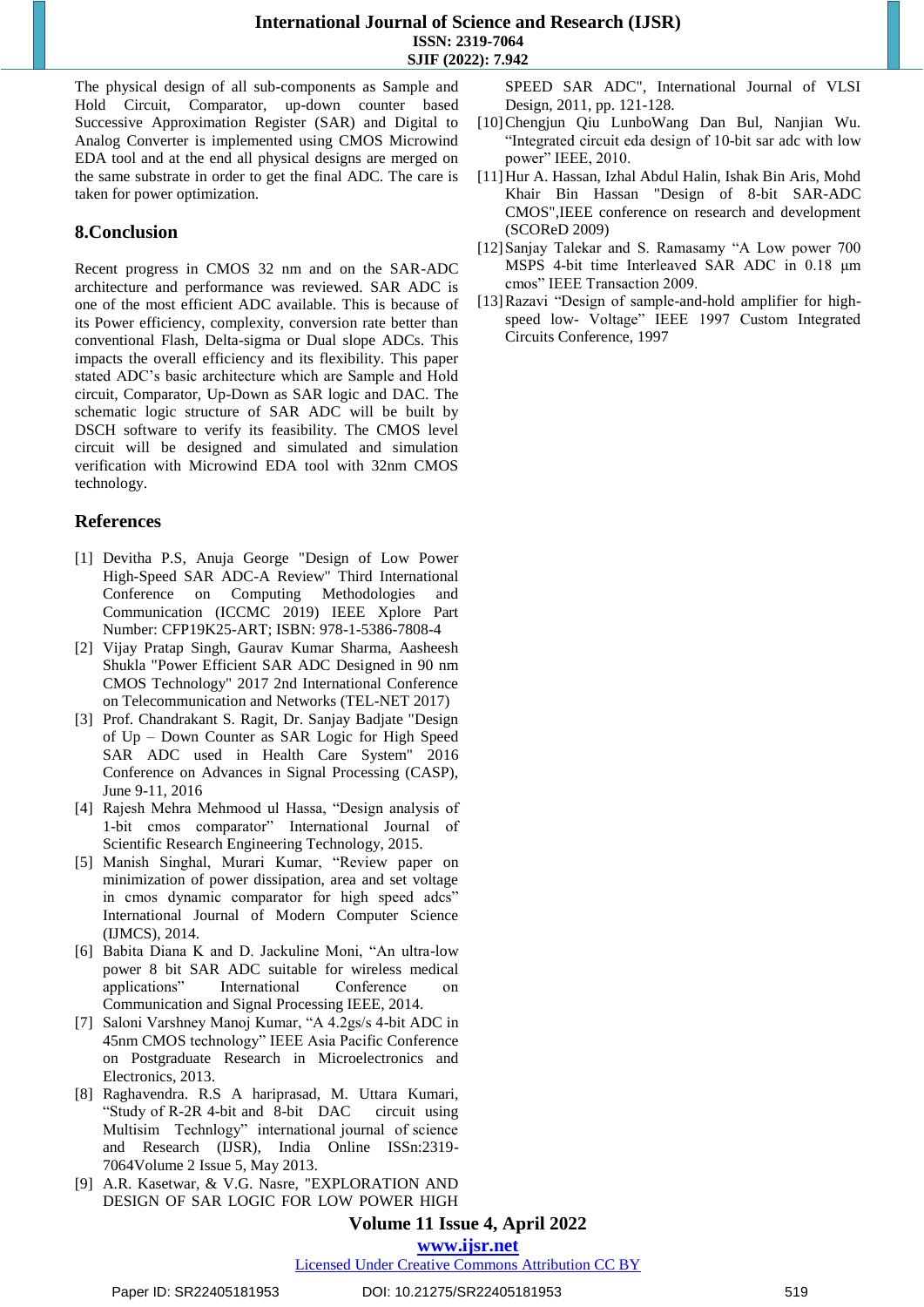The physical design of all sub-components as Sample and Hold Circuit, Comparator, up-down counter based Successive Approximation Register (SAR) and Digital to Analog Converter is implemented using CMOS Microwind EDA tool and at the end all physical designs are merged on the same substrate in order to get the final ADC. The care is taken for power optimization.

## 8.Conclusion

Recent progress in CMOS 32 nm and on the SAR-ADC architecture and performance was reviewed. SAR ADC is one of the most efficient ADC available. This is because of its Power efficiency, complexity, conversion rate better than conventional Flash, Delta-sigma or Dual slope ADCs. This impacts the overall efficiency and its flexibility. This paper stated ADC's basic architecture which are Sample and Hold circuit, Comparator, Up-Down as SAR logic and DAC. The schematic logic structure of SAR ADC will be built by DSCH software to verify its feasibility. The CMOS level circuit will be designed and simulated and simulation verification with Microwind EDA tool with 32nm CMOS technology.

## References

[1] Devitha P.S, Anuja George "Design of Low Power High-Speed SAR ADC-A Review" Third International Conference on Computing Methodologies and Communication (ICCMC 2019) IEEE Xplore Part Number: CFP19K25-ART; ISBN: 978-1-5386-7808-4

[2] Vijay Pratap Singh, Gaurav Kumar Sharma, Aasheesh Shukla "Power Efficient SAR ADC Designed in 90 nm CMOS Technology" 2017 2nd International Conference on Telecommunication and Networks (TEL-NET 2017)

[3] Prof. Chandrakant S. Ragit, Dr. Sanjay Badjate "Design of Up – Down Counter as SAR Logic for High Speed SAR ADC used in Health Care System" 2016 Conference on Advances in Signal Processing (CASP), June 9-11, 2016

[4] Rajesh Mehra Mehmood ul Hassa, "Design analysis of 1-bit cmos comparator" International Journal of Scientific Research Engineering Technology, 2015.

[5] Manish Singhal, Murari Kumar, "Review paper on minimization of power dissipation, area and set voltage in cmos dynamic comparator for high speed adcs" International Journal of Modern Computer Science (IJMCS), 2014.

[6] Babita Diana K and D. Jackuline Moni, "An ultra-low power 8 bit SAR ADC suitable for wireless medical applications" International Conference on Communication and Signal Processing IEEE, 2014.

[7] Saloni Varshney Manoj Kumar, "A 4.2gs/s 4-bit ADC in 45nm CMOS technology" IEEE Asia Pacific Conference on Postgraduate Research in Microelectronics and Electronics, 2013.

[8] Raghavendra. R.S A hariprasad, M. Uttara Kumari, "Study of R-2R 4-bit and 8-bit DAC circuit using Multisim Technlogy" international journal of science and Research (IJSR), India Online ISSn:2319-7064Volume 2 Issue 5, May 2013.

[9] A.R. Kasetwar, & V.G. Nasre, "EXPLORATION AND DESIGN OF SAR LOGIC FOR LOW POWER HIGH SPEED SAR ADC", International Journal of VLSI Design, 2011, pp. 121-128.

[10] Chengjun Qiu LunboWang Dan Bul, Nanjian Wu. "Integrated circuit eda design of 10-bit sar adc with low power" IEEE, 2010.

[11] Hur A. Hassan, Izhal Abdul Halin, Ishak Bin Aris, Mohd Khair Bin Hassan "Design of 8-bit SAR-ADC CMOS",IEEE conference on research and development (SCOReD 2009)

[12] Sanjay Talekar and S. Ramasamy "A Low power 700 MSPS 4-bit time Interleaved SAR ADC in 0.18 µm cmos" IEEE Transaction 2009.

[13] Razavi "Design of sample-and-hold amplifier for high-speed low- Voltage" IEEE 1997 Custom Integrated Circuits Conference, 1997